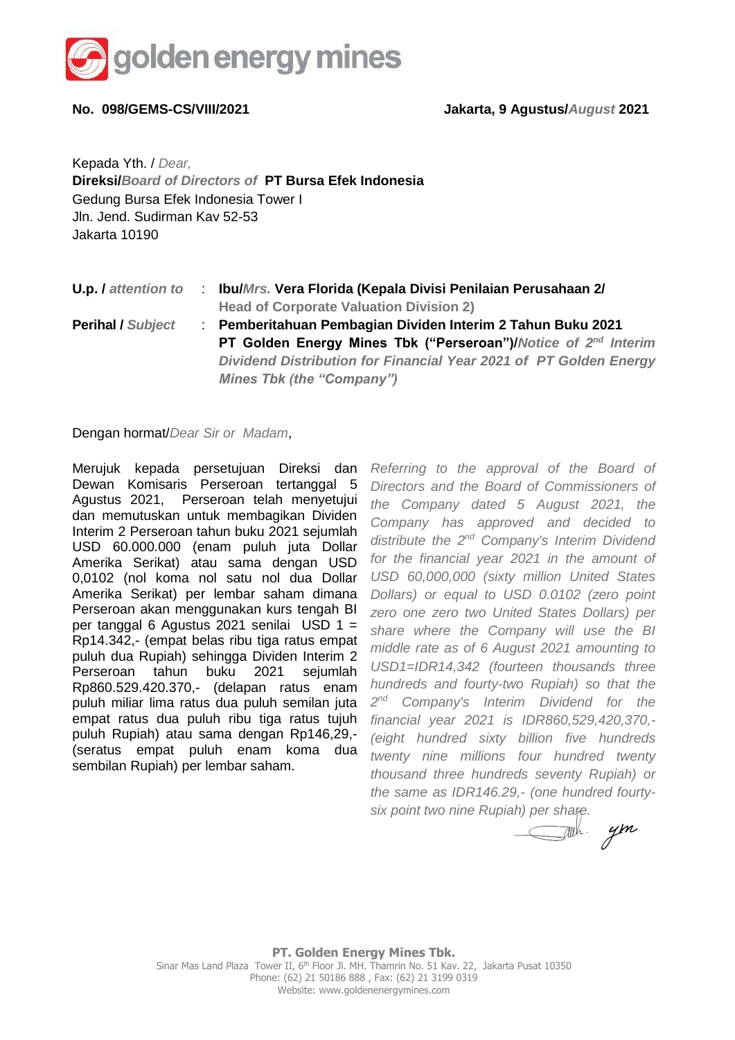golden energy mines

**No. 098/GEMS-CS/VIII/2021** **Jakarta, 9 Agustus/*August* 2021**

Kepada Yth. / *Dear,*
**Direksi/*Board of Directors of* PT Bursa Efek Indonesia**
Gedung Bursa Efek Indonesia Tower I
Jln. Jend. Sudirman Kav 52-53
Jakarta 10190

**U.p. / *attention to*** : **Ibu/*Mrs.* Vera Florida (Kepala Divisi Penilaian Perusahaan 2/ Head of Corporate Valuation Division 2)**

**Perihal / *Subject*** : **Pemberitahuan Pembagian Dividen Interim 2 Tahun Buku 2021 PT Golden Energy Mines Tbk ("Perseroan")/*Notice of 2nd Interim Dividend Distribution for Financial Year 2021 of PT Golden Energy Mines Tbk (the "Company")***

Dengan hormat/*Dear Sir or Madam*,

Merujuk kepada persetujuan Direksi dan Dewan Komisaris Perseroan tertanggal 5 Agustus 2021, Perseroan telah menyetujui dan memutuskan untuk membagikan Dividen Interim 2 Perseroan tahun buku 2021 sejumlah USD 60.000.000 (enam puluh juta Dollar Amerika Serikat) atau sama dengan USD 0,0102 (nol koma nol satu nol dua Dollar Amerika Serikat) per lembar saham dimana Perseroan akan menggunakan kurs tengah BI per tanggal 6 Agustus 2021 senilai USD 1 = Rp14.342,- (empat belas ribu tiga ratus empat puluh dua Rupiah) sehingga Dividen Interim 2 Perseroan tahun buku 2021 sejumlah Rp860.529.420.370,- (delapan ratus enam puluh miliar lima ratus dua puluh semilan juta empat ratus dua puluh ribu tiga ratus tujuh puluh Rupiah) atau sama dengan Rp146,29,- (seratus empat puluh enam koma dua sembilan Rupiah) per lembar saham.

*Referring to the approval of the Board of Directors and the Board of Commissioners of the Company dated 5 August 2021, the Company has approved and decided to distribute the 2nd Company's Interim Dividend for the financial year 2021 in the amount of USD 60,000,000 (sixty million United States Dollars) or equal to USD 0.0102 (zero point zero one zero two United States Dollars) per share where the Company will use the BI middle rate as of 6 August 2021 amounting to USD1=IDR14,342 (fourteen thousands three hundreds and fourty-two Rupiah) so that the 2nd Company's Interim Dividend for the financial year 2021 is IDR860,529,420,370,- (eight hundred sixty billion five hundreds twenty nine millions four hundred twenty thousand three hundreds seventy Rupiah) or the same as IDR146.29,- (one hundred fourty-six point two nine Rupiah) per share.*

**PT. Golden Energy Mines Tbk.**
Sinar Mas Land Plaza Tower II, 6th Floor Jl. MH. Thamrin No. 51 Kav. 22, Jakarta Pusat 10350
Phone: (62) 21 50186 888 , Fax: (62) 21 3199 0319
Website: www.goldenenergymines.com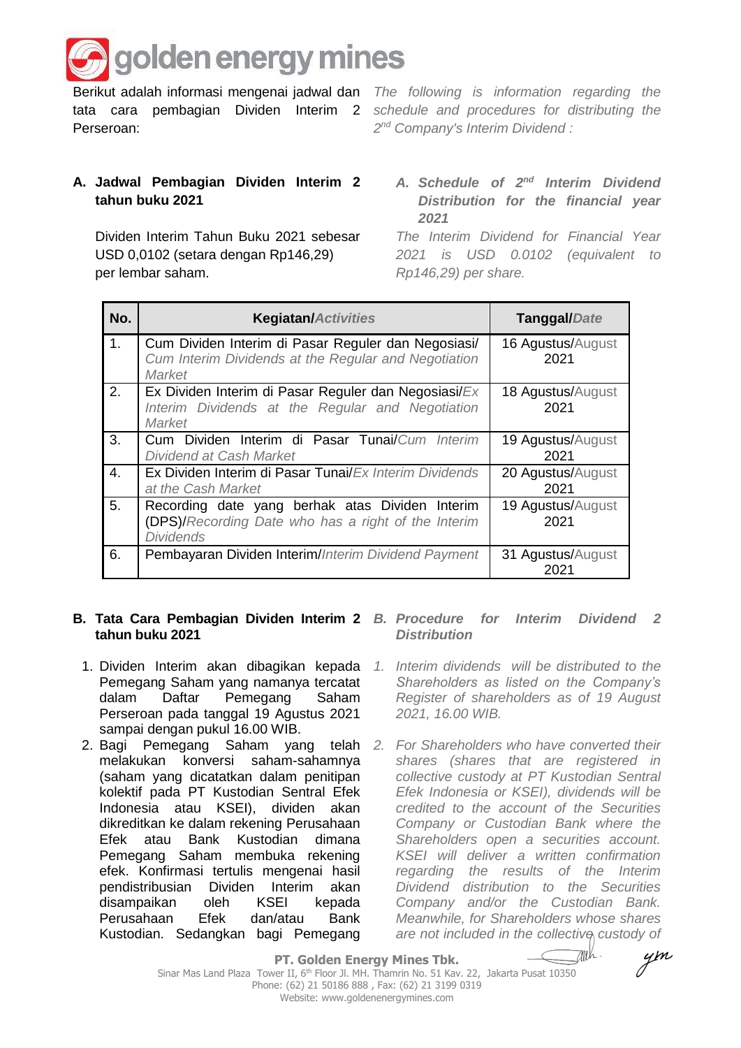Berikut adalah informasi mengenai jadwal dan tata cara pembagian Dividen Interim 2 Perseroan:

*The following is information regarding the schedule and procedures for distributing the 2nd Company's Interim Dividend :*

## A. Jadwal Pembagian Dividen Interim 2 tahun buku 2021

## *A. Schedule of 2nd Interim Dividend Distribution for the financial year 2021*

Dividen Interim Tahun Buku 2021 sebesar USD 0,0102 (setara dengan Rp146,29) per lembar saham.

*The Interim Dividend for Financial Year 2021 is USD 0.0102 (equivalent to Rp146,29) per share.*

| No. | Kegiatan/*Activities* | Tanggal/*Date* |
|---|---|---|
| 1. | Cum Dividen Interim di Pasar Reguler dan Negosiasi/ *Cum Interim Dividends at the Regular and Negotiation Market* | 16 Agustus/*August* 2021 |
| 2. | Ex Dividen Interim di Pasar Reguler dan Negosiasi/*Ex Interim Dividends at the Regular and Negotiation Market* | 18 Agustus/*August* 2021 |
| 3. | Cum Dividen Interim di Pasar Tunai/*Cum Interim Dividend at Cash Market* | 19 Agustus/*August* 2021 |
| 4. | Ex Dividen Interim di Pasar Tunai/*Ex Interim Dividends at the Cash Market* | 20 Agustus/*August* 2021 |
| 5. | Recording date yang berhak atas Dividen Interim (DPS)/*Recording Date who has a right of the Interim Dividends* | 19 Agustus/*August* 2021 |
| 6. | Pembayaran Dividen Interim/*Interim Dividend Payment* | 31 Agustus/*August* 2021 |

## B. Tata Cara Pembagian Dividen Interim 2 tahun buku 2021

## *B. Procedure for Interim Dividend 2 Distribution*

1. Dividen Interim akan dibagikan kepada Pemegang Saham yang namanya tercatat dalam Daftar Pemegang Saham Perseroan pada tanggal 19 Agustus 2021 sampai dengan pukul 16.00 WIB.
2. Bagi Pemegang Saham yang telah melakukan konversi saham-sahamnya (saham yang dicatatkan dalam penitipan kolektif pada PT Kustodian Sentral Efek Indonesia atau KSEI), dividen akan dikreditkan ke dalam rekening Perusahaan Efek atau Bank Kustodian dimana Pemegang Saham membuka rekening efek. Konfirmasi tertulis mengenai hasil pendistribusian Dividen Interim akan disampaikan oleh KSEI kepada Perusahaan Efek dan/atau Bank Kustodian. Sedangkan bagi Pemegang

1. *Interim dividends will be distributed to the Shareholders as listed on the Company's Register of shareholders as of 19 August 2021, 16.00 WIB.*
2. *For Shareholders who have converted their shares (shares that are registered in collective custody at PT Kustodian Sentral Efek Indonesia or KSEI), dividends will be credited to the account of the Securities Company or Custodian Bank where the Shareholders open a securities account. KSEI will deliver a written confirmation regarding the results of the Interim Dividend distribution to the Securities Company and/or the Custodian Bank. Meanwhile, for Shareholders whose shares are not included in the collective custody of*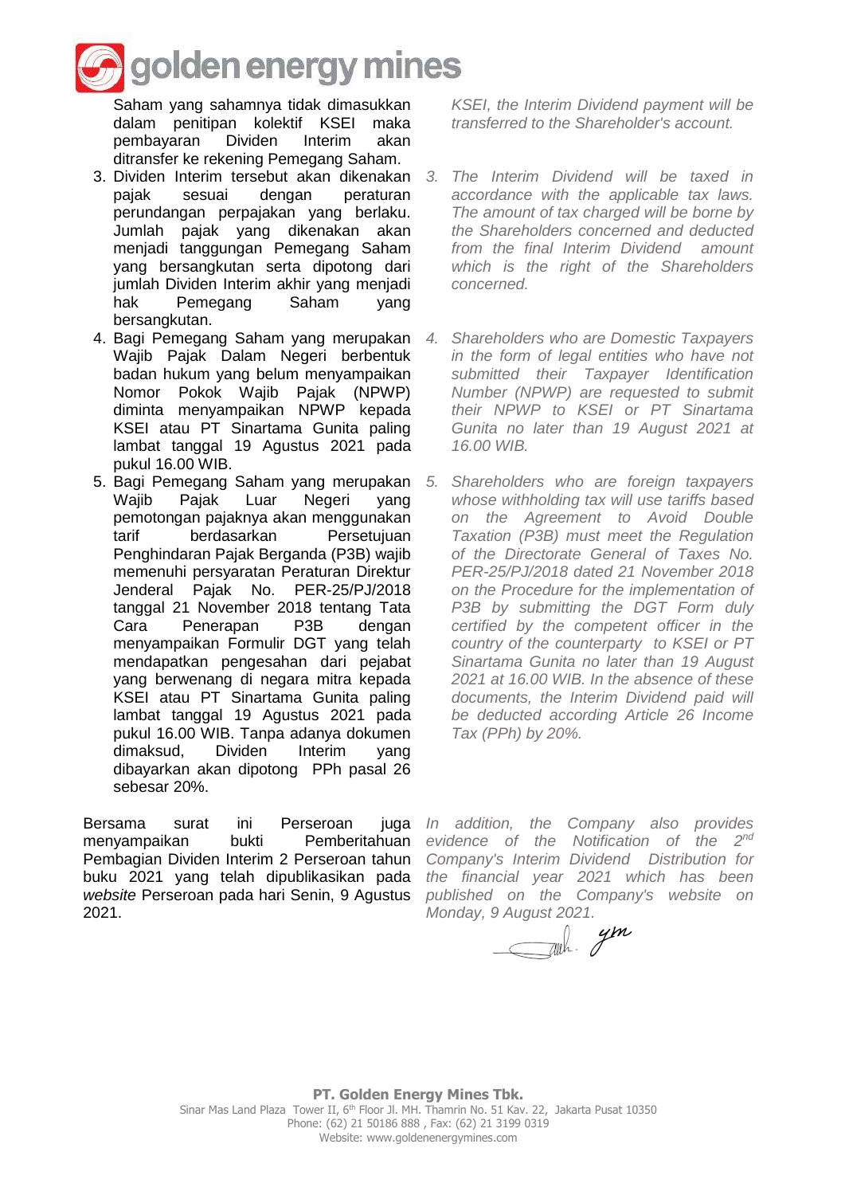Saham yang sahamnya tidak dimasukkan dalam penitipan kolektif KSEI maka pembayaran Dividen Interim akan ditransfer ke rekening Pemegang Saham.

3. Dividen Interim tersebut akan dikenakan pajak sesuai dengan peraturan perundangan perpajakan yang berlaku. Jumlah pajak yang dikenakan akan menjadi tanggungan Pemegang Saham yang bersangkutan serta dipotong dari jumlah Dividen Interim akhir yang menjadi hak Pemegang Saham yang bersangkutan.
4. Bagi Pemegang Saham yang merupakan Wajib Pajak Dalam Negeri berbentuk badan hukum yang belum menyampaikan Nomor Pokok Wajib Pajak (NPWP) diminta menyampaikan NPWP kepada KSEI atau PT Sinartama Gunita paling lambat tanggal 19 Agustus 2021 pada pukul 16.00 WIB.
5. Bagi Pemegang Saham yang merupakan Wajib Pajak Luar Negeri yang pemotongan pajaknya akan menggunakan tarif berdasarkan Persetujuan Penghindaran Pajak Berganda (P3B) wajib memenuhi persyaratan Peraturan Direktur Jenderal Pajak No. PER-25/PJ/2018 tanggal 21 November 2018 tentang Tata Cara Penerapan P3B dengan menyampaikan Formulir DGT yang telah mendapatkan pengesahan dari pejabat yang berwenang di negara mitra kepada KSEI atau PT Sinartama Gunita paling lambat tanggal 19 Agustus 2021 pada pukul 16.00 WIB. Tanpa adanya dokumen dimaksud, Dividen Interim yang dibayarkan akan dipotong PPh pasal 26 sebesar 20%.

Bersama surat ini Perseroan juga menyampaikan bukti Pemberitahuan Pembagian Dividen Interim 2 Perseroan tahun buku 2021 yang telah dipublikasikan pada *website* Perseroan pada hari Senin, 9 Agustus 2021.

*KSEI, the Interim Dividend payment will be transferred to the Shareholder's account.*

3. *The Interim Dividend will be taxed in accordance with the applicable tax laws. The amount of tax charged will be borne by the Shareholders concerned and deducted from the final Interim Dividend amount which is the right of the Shareholders concerned.*
4. *Shareholders who are Domestic Taxpayers in the form of legal entities who have not submitted their Taxpayer Identification Number (NPWP) are requested to submit their NPWP to KSEI or PT Sinartama Gunita no later than 19 August 2021 at 16.00 WIB.*
5. *Shareholders who are foreign taxpayers whose withholding tax will use tariffs based on the Agreement to Avoid Double Taxation (P3B) must meet the Regulation of the Directorate General of Taxes No. PER-25/PJ/2018 dated 21 November 2018 on the Procedure for the implementation of P3B by submitting the DGT Form duly certified by the competent officer in the country of the counterparty to KSEI or PT Sinartama Gunita no later than 19 August 2021 at 16.00 WIB. In the absence of these documents, the Interim Dividend paid will be deducted according Article 26 Income Tax (PPh) by 20%.*

*In addition, the Company also provides evidence of the Notification of the 2nd Company's Interim Dividend Distribution for the financial year 2021 which has been published on the Company's website on Monday, 9 August 2021.*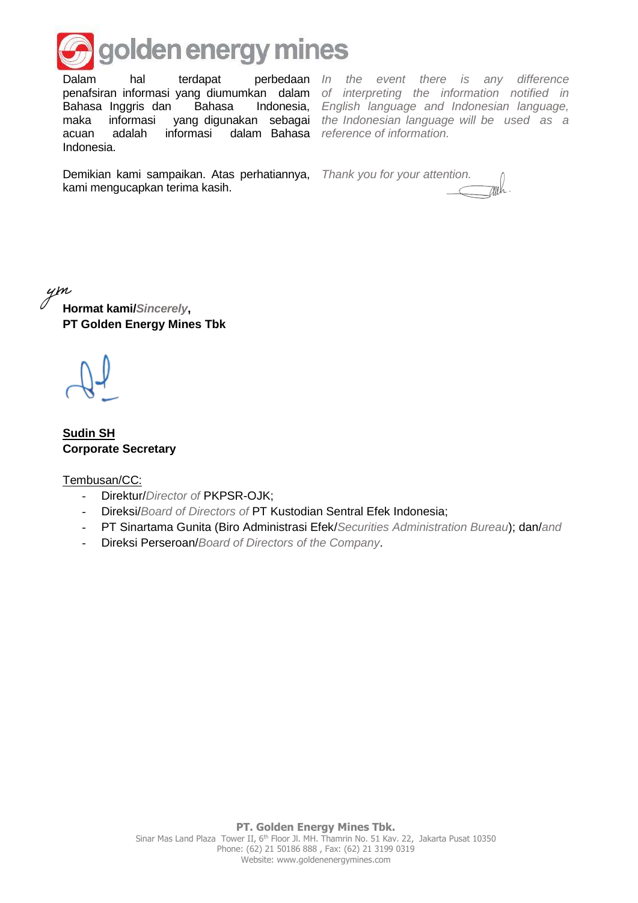Dalam hal terdapat perbedaan penafsiran informasi yang diumumkan dalam Bahasa Inggris dan Bahasa Indonesia, maka informasi yang digunakan sebagai acuan adalah informasi dalam Bahasa Indonesia.

*In the event there is any difference of interpreting the information notified in English language and Indonesian language, the Indonesian language will be used as a reference of information.*

Demikian kami sampaikan. Atas perhatiannya, kami mengucapkan terima kasih.

*Thank you for your attention.*

**Hormat kami/*Sincerely*,**
**PT Golden Energy Mines Tbk**

**Sudin SH**
**Corporate Secretary**

Tembusan/CC:

- Direktur/*Director of* PKPSR-OJK;
- Direksi/*Board of Directors of* PT Kustodian Sentral Efek Indonesia;
- PT Sinartama Gunita (Biro Administrasi Efek/*Securities Administration Bureau*); dan/*and*
- Direksi Perseroan/*Board of Directors of the Company*.